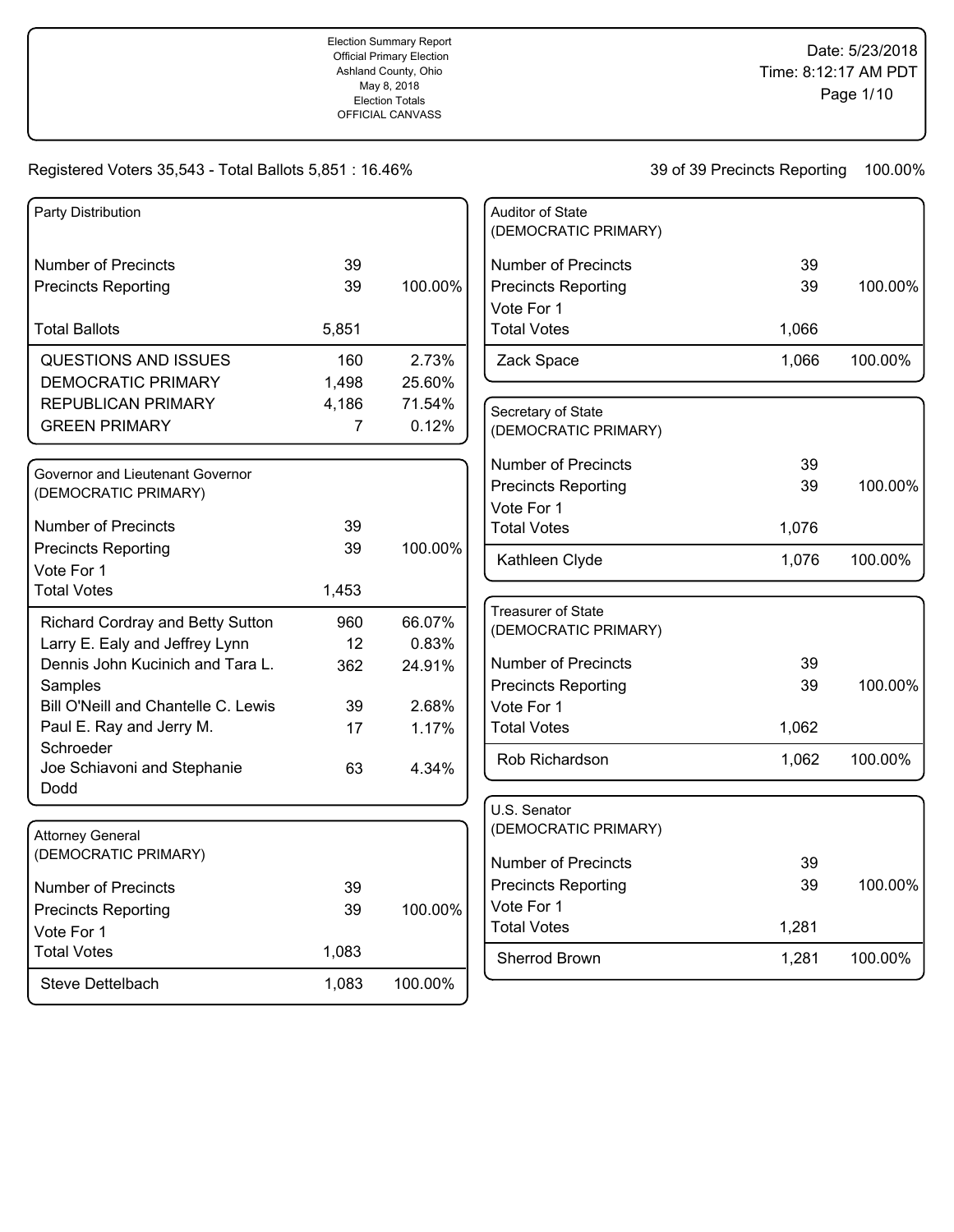Election Summary Report
Official Primary Election
Ashland County, Ohio
May 8, 2018
Election Totals
OFFICIAL CANVASS

Date: 5/23/2018
Time: 8:12:17 AM PDT

Registered Voters 35,543 - Total Ballots 5,851 : 16.46%

39 of 39 Precincts Reporting 100.00%

### Party Distribution

| | | |
|---|---|---|
| Number of Precincts | 39 | |
| Precincts Reporting | 39 | 100.00% |
| Total Ballots | 5,851 | |
| QUESTIONS AND ISSUES | 160 | 2.73% |
| DEMOCRATIC PRIMARY | 1,498 | 25.60% |
| REPUBLICAN PRIMARY | 4,186 | 71.54% |
| GREEN PRIMARY | 7 | 0.12% |

### Governor and Lieutenant Governor (DEMOCRATIC PRIMARY)

| | | |
|---|---|---|
| Number of Precincts | 39 | |
| Precincts Reporting | 39 | 100.00% |
| Vote For 1 | | |
| Total Votes | 1,453 | |
| Richard Cordray and Betty Sutton | 960 | 66.07% |
| Larry E. Ealy and Jeffrey Lynn | 12 | 0.83% |
| Dennis John Kucinich and Tara L. Samples | 362 | 24.91% |
| Bill O'Neill and Chantelle C. Lewis | 39 | 2.68% |
| Paul E. Ray and Jerry M. Schroeder | 17 | 1.17% |
| Joe Schiavoni and Stephanie Dodd | 63 | 4.34% |

### Attorney General (DEMOCRATIC PRIMARY)

| | | |
|---|---|---|
| Number of Precincts | 39 | |
| Precincts Reporting | 39 | 100.00% |
| Vote For 1 | | |
| Total Votes | 1,083 | |
| Steve Dettelbach | 1,083 | 100.00% |

### Auditor of State (DEMOCRATIC PRIMARY)

| | | |
|---|---|---|
| Number of Precincts | 39 | |
| Precincts Reporting | 39 | 100.00% |
| Vote For 1 | | |
| Total Votes | 1,066 | |
| Zack Space | 1,066 | 100.00% |

### Secretary of State (DEMOCRATIC PRIMARY)

| | | |
|---|---|---|
| Number of Precincts | 39 | |
| Precincts Reporting | 39 | 100.00% |
| Vote For 1 | | |
| Total Votes | 1,076 | |
| Kathleen Clyde | 1,076 | 100.00% |

### Treasurer of State (DEMOCRATIC PRIMARY)

| | | |
|---|---|---|
| Number of Precincts | 39 | |
| Precincts Reporting | 39 | 100.00% |
| Vote For 1 | | |
| Total Votes | 1,062 | |
| Rob Richardson | 1,062 | 100.00% |

### U.S. Senator (DEMOCRATIC PRIMARY)

| | | |
|---|---|---|
| Number of Precincts | 39 | |
| Precincts Reporting | 39 | 100.00% |
| Vote For 1 | | |
| Total Votes | 1,281 | |
| Sherrod Brown | 1,281 | 100.00% |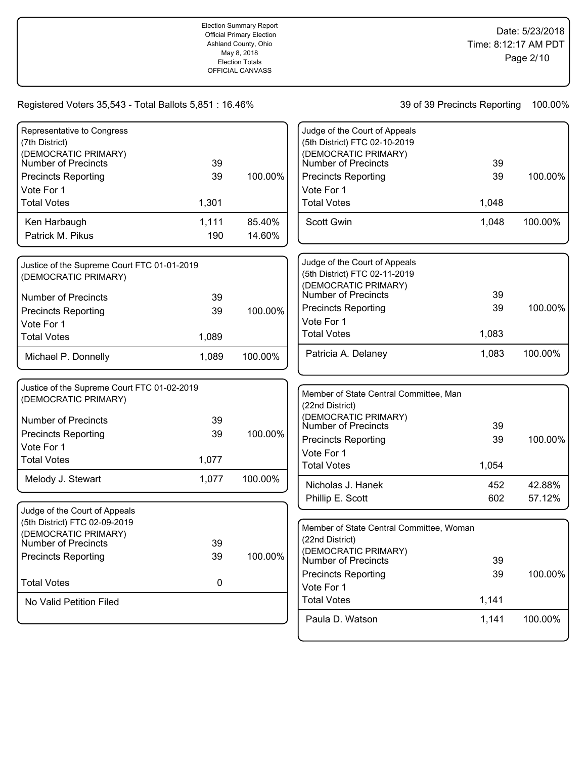Election Summary Report
Official Primary Election
Ashland County, Ohio
May 8, 2018
Election Totals
OFFICIAL CANVASS

Date: 5/23/2018
Time: 8:12:17 AM PDT

Registered Voters 35,543 - Total Ballots 5,851 : 16.46%

39 of 39 Precincts Reporting 100.00%

### Representative to Congress (7th District) (DEMOCRATIC PRIMARY)

| | | |
|---|---|---|
| Number of Precincts | 39 | |
| Precincts Reporting | 39 | 100.00% |
| Vote For 1 | | |
| Total Votes | 1,301 | |
| Ken Harbaugh | 1,111 | 85.40% |
| Patrick M. Pikus | 190 | 14.60% |

### Justice of the Supreme Court FTC 01-01-2019 (DEMOCRATIC PRIMARY)

| | | |
|---|---|---|
| Number of Precincts | 39 | |
| Precincts Reporting | 39 | 100.00% |
| Vote For 1 | | |
| Total Votes | 1,089 | |
| Michael P. Donnelly | 1,089 | 100.00% |

### Justice of the Supreme Court FTC 01-02-2019 (DEMOCRATIC PRIMARY)

| | | |
|---|---|---|
| Number of Precincts | 39 | |
| Precincts Reporting | 39 | 100.00% |
| Vote For 1 | | |
| Total Votes | 1,077 | |
| Melody J. Stewart | 1,077 | 100.00% |

### Judge of the Court of Appeals (5th District) FTC 02-09-2019 (DEMOCRATIC PRIMARY)

| | | |
|---|---|---|
| Number of Precincts | 39 | |
| Precincts Reporting | 39 | 100.00% |
| Total Votes | 0 | |
| No Valid Petition Filed | | |

### Judge of the Court of Appeals (5th District) FTC 02-10-2019 (DEMOCRATIC PRIMARY)

| | | |
|---|---|---|
| Number of Precincts | 39 | |
| Precincts Reporting | 39 | 100.00% |
| Vote For 1 | | |
| Total Votes | 1,048 | |
| Scott Gwin | 1,048 | 100.00% |

### Judge of the Court of Appeals (5th District) FTC 02-11-2019 (DEMOCRATIC PRIMARY)

| | | |
|---|---|---|
| Number of Precincts | 39 | |
| Precincts Reporting | 39 | 100.00% |
| Vote For 1 | | |
| Total Votes | 1,083 | |
| Patricia A. Delaney | 1,083 | 100.00% |

### Member of State Central Committee, Man (22nd District) (DEMOCRATIC PRIMARY)

| | | |
|---|---|---|
| Number of Precincts | 39 | |
| Precincts Reporting | 39 | 100.00% |
| Vote For 1 | | |
| Total Votes | 1,054 | |
| Nicholas J. Hanek | 452 | 42.88% |
| Phillip E. Scott | 602 | 57.12% |

### Member of State Central Committee, Woman (22nd District) (DEMOCRATIC PRIMARY)

| | | |
|---|---|---|
| Number of Precincts | 39 | |
| Precincts Reporting | 39 | 100.00% |
| Vote For 1 | | |
| Total Votes | 1,141 | |
| Paula D. Watson | 1,141 | 100.00% |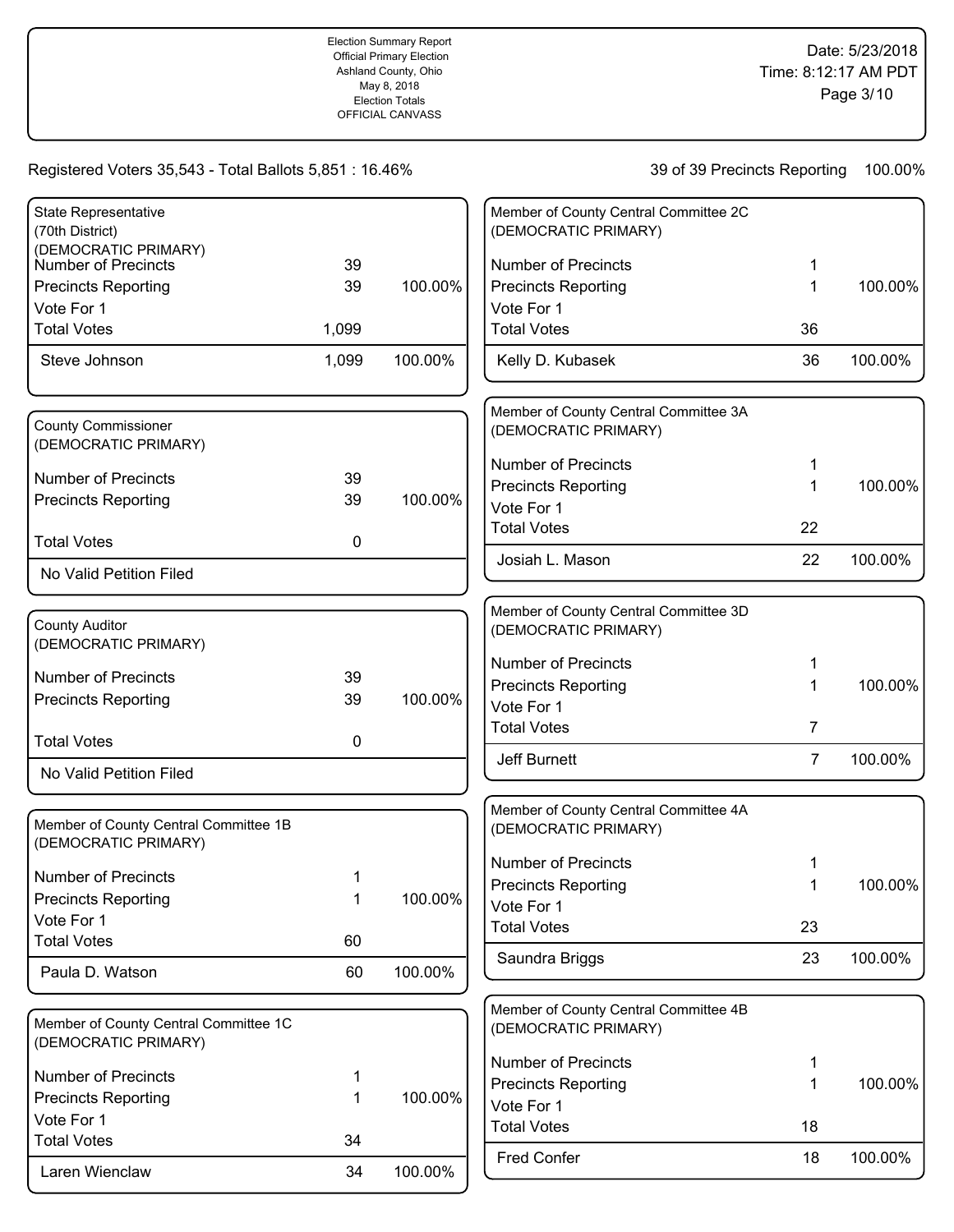Election Summary Report
Official Primary Election
Ashland County, Ohio
May 8, 2018
Election Totals
OFFICIAL CANVASS

Date: 5/23/2018
Time: 8:12:17 AM PDT

Registered Voters 35,543 - Total Ballots 5,851 : 16.46%

39 of 39 Precincts Reporting 100.00%

### State Representative (70th District) (DEMOCRATIC PRIMARY)

| | | |
|---|---|---|
| Number of Precincts | 39 | |
| Precincts Reporting | 39 | 100.00% |
| Vote For 1 | | |
| Total Votes | 1,099 | |
| Steve Johnson | 1,099 | 100.00% |

### County Commissioner (DEMOCRATIC PRIMARY)

| | | |
|---|---|---|
| Number of Precincts | 39 | |
| Precincts Reporting | 39 | 100.00% |
| Total Votes | 0 | |
| No Valid Petition Filed | | |

### County Auditor (DEMOCRATIC PRIMARY)

| | | |
|---|---|---|
| Number of Precincts | 39 | |
| Precincts Reporting | 39 | 100.00% |
| Total Votes | 0 | |
| No Valid Petition Filed | | |

### Member of County Central Committee 1B (DEMOCRATIC PRIMARY)

| | | |
|---|---|---|
| Number of Precincts | 1 | |
| Precincts Reporting | 1 | 100.00% |
| Vote For 1 | | |
| Total Votes | 60 | |
| Paula D. Watson | 60 | 100.00% |

### Member of County Central Committee 1C (DEMOCRATIC PRIMARY)

| | | |
|---|---|---|
| Number of Precincts | 1 | |
| Precincts Reporting | 1 | 100.00% |
| Vote For 1 | | |
| Total Votes | 34 | |
| Laren Wienclaw | 34 | 100.00% |

### Member of County Central Committee 2C (DEMOCRATIC PRIMARY)

| | | |
|---|---|---|
| Number of Precincts | 1 | |
| Precincts Reporting | 1 | 100.00% |
| Vote For 1 | | |
| Total Votes | 36 | |
| Kelly D. Kubasek | 36 | 100.00% |

### Member of County Central Committee 3A (DEMOCRATIC PRIMARY)

| | | |
|---|---|---|
| Number of Precincts | 1 | |
| Precincts Reporting | 1 | 100.00% |
| Vote For 1 | | |
| Total Votes | 22 | |
| Josiah L. Mason | 22 | 100.00% |

### Member of County Central Committee 3D (DEMOCRATIC PRIMARY)

| | | |
|---|---|---|
| Number of Precincts | 1 | |
| Precincts Reporting | 1 | 100.00% |
| Vote For 1 | | |
| Total Votes | 7 | |
| Jeff Burnett | 7 | 100.00% |

### Member of County Central Committee 4A (DEMOCRATIC PRIMARY)

| | | |
|---|---|---|
| Number of Precincts | 1 | |
| Precincts Reporting | 1 | 100.00% |
| Vote For 1 | | |
| Total Votes | 23 | |
| Saundra Briggs | 23 | 100.00% |

### Member of County Central Committee 4B (DEMOCRATIC PRIMARY)

| | | |
|---|---|---|
| Number of Precincts | 1 | |
| Precincts Reporting | 1 | 100.00% |
| Vote For 1 | | |
| Total Votes | 18 | |
| Fred Confer | 18 | 100.00% |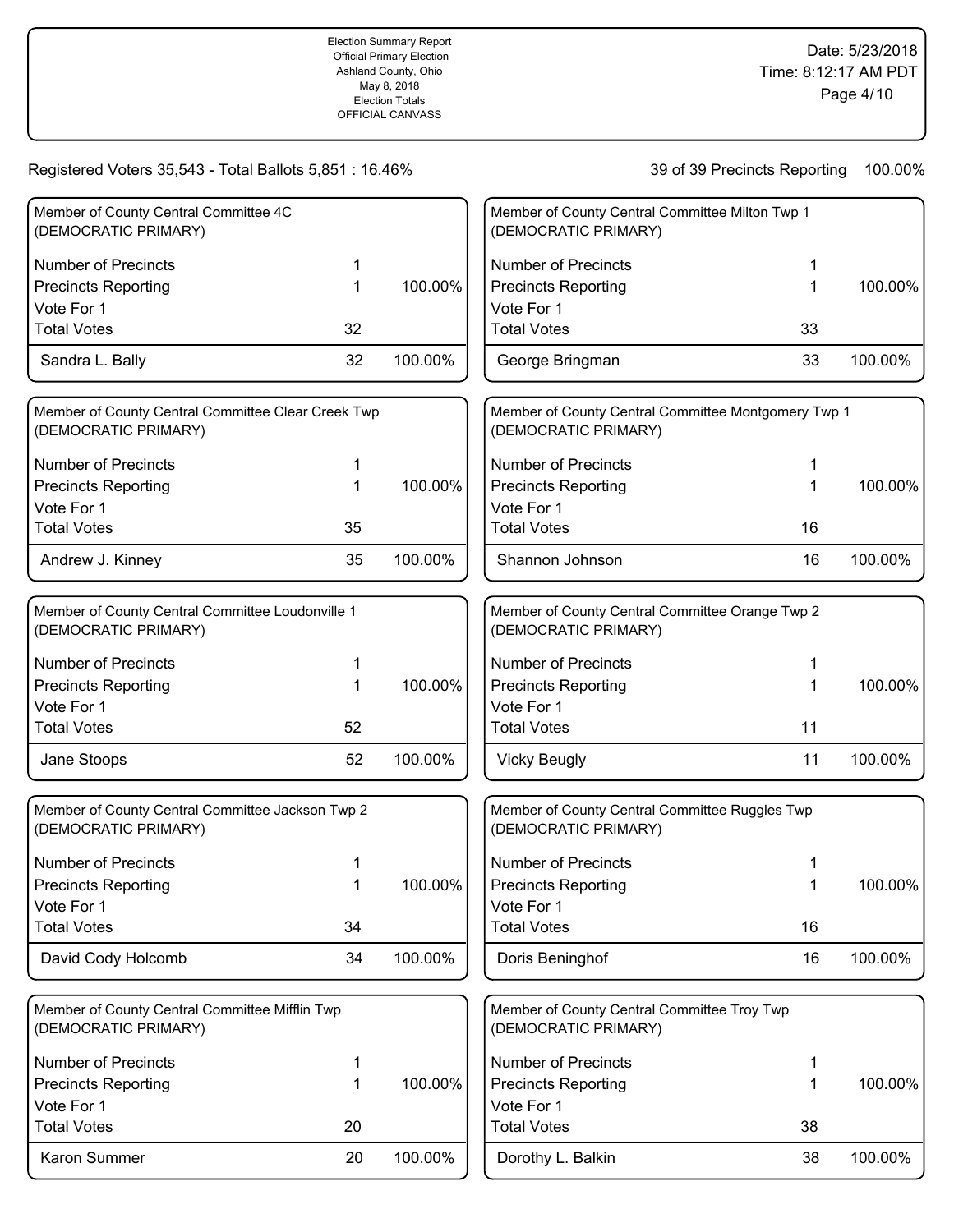Election Summary Report
Official Primary Election
Ashland County, Ohio
May 8, 2018
Election Totals
OFFICIAL CANVASS

Date: 5/23/2018
Time: 8:12:17 AM PDT

Registered Voters 35,543 - Total Ballots 5,851 : 16.46%

39 of 39 Precincts Reporting 100.00%

### Member of County Central Committee 4C (DEMOCRATIC PRIMARY)

| | | |
|---|---|---|
| Number of Precincts | 1 | |
| Precincts Reporting | 1 | 100.00% |
| Vote For 1 | | |
| Total Votes | 32 | |
| Sandra L. Bally | 32 | 100.00% |

### Member of County Central Committee Clear Creek Twp (DEMOCRATIC PRIMARY)

| | | |
|---|---|---|
| Number of Precincts | 1 | |
| Precincts Reporting | 1 | 100.00% |
| Vote For 1 | | |
| Total Votes | 35 | |
| Andrew J. Kinney | 35 | 100.00% |

### Member of County Central Committee Loudonville 1 (DEMOCRATIC PRIMARY)

| | | |
|---|---|---|
| Number of Precincts | 1 | |
| Precincts Reporting | 1 | 100.00% |
| Vote For 1 | | |
| Total Votes | 52 | |
| Jane Stoops | 52 | 100.00% |

### Member of County Central Committee Jackson Twp 2 (DEMOCRATIC PRIMARY)

| | | |
|---|---|---|
| Number of Precincts | 1 | |
| Precincts Reporting | 1 | 100.00% |
| Vote For 1 | | |
| Total Votes | 34 | |
| David Cody Holcomb | 34 | 100.00% |

### Member of County Central Committee Mifflin Twp (DEMOCRATIC PRIMARY)

| | | |
|---|---|---|
| Number of Precincts | 1 | |
| Precincts Reporting | 1 | 100.00% |
| Vote For 1 | | |
| Total Votes | 20 | |
| Karon Summer | 20 | 100.00% |

### Member of County Central Committee Milton Twp 1 (DEMOCRATIC PRIMARY)

| | | |
|---|---|---|
| Number of Precincts | 1 | |
| Precincts Reporting | 1 | 100.00% |
| Vote For 1 | | |
| Total Votes | 33 | |
| George Bringman | 33 | 100.00% |

### Member of County Central Committee Montgomery Twp 1 (DEMOCRATIC PRIMARY)

| | | |
|---|---|---|
| Number of Precincts | 1 | |
| Precincts Reporting | 1 | 100.00% |
| Vote For 1 | | |
| Total Votes | 16 | |
| Shannon Johnson | 16 | 100.00% |

### Member of County Central Committee Orange Twp 2 (DEMOCRATIC PRIMARY)

| | | |
|---|---|---|
| Number of Precincts | 1 | |
| Precincts Reporting | 1 | 100.00% |
| Vote For 1 | | |
| Total Votes | 11 | |
| Vicky Beugly | 11 | 100.00% |

### Member of County Central Committee Ruggles Twp (DEMOCRATIC PRIMARY)

| | | |
|---|---|---|
| Number of Precincts | 1 | |
| Precincts Reporting | 1 | 100.00% |
| Vote For 1 | | |
| Total Votes | 16 | |
| Doris Beninghof | 16 | 100.00% |

### Member of County Central Committee Troy Twp (DEMOCRATIC PRIMARY)

| | | |
|---|---|---|
| Number of Precincts | 1 | |
| Precincts Reporting | 1 | 100.00% |
| Vote For 1 | | |
| Total Votes | 38 | |
| Dorothy L. Balkin | 38 | 100.00% |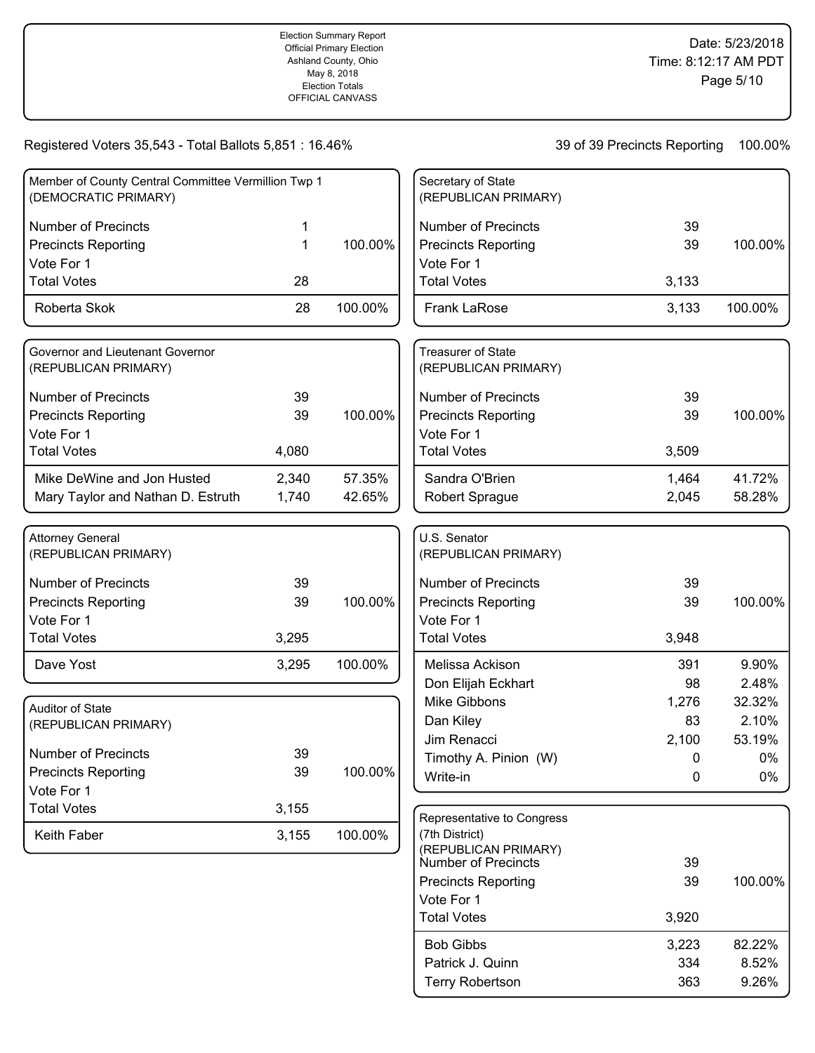Election Summary Report
Official Primary Election
Ashland County, Ohio
May 8, 2018
Election Totals
OFFICIAL CANVASS

Date: 5/23/2018
Time: 8:12:17 AM PDT

Registered Voters 35,543 - Total Ballots 5,851 : 16.46%

39 of 39 Precincts Reporting 100.00%

### Member of County Central Committee Vermillion Twp 1 (DEMOCRATIC PRIMARY)

| | | |
|---|---|---|
| Number of Precincts | 1 | |
| Precincts Reporting | 1 | 100.00% |
| Vote For 1 | | |
| Total Votes | 28 | |
| Roberta Skok | 28 | 100.00% |

### Governor and Lieutenant Governor (REPUBLICAN PRIMARY)

| | | |
|---|---|---|
| Number of Precincts | 39 | |
| Precincts Reporting | 39 | 100.00% |
| Vote For 1 | | |
| Total Votes | 4,080 | |
| Mike DeWine and Jon Husted | 2,340 | 57.35% |
| Mary Taylor and Nathan D. Estruth | 1,740 | 42.65% |

### Attorney General (REPUBLICAN PRIMARY)

| | | |
|---|---|---|
| Number of Precincts | 39 | |
| Precincts Reporting | 39 | 100.00% |
| Vote For 1 | | |
| Total Votes | 3,295 | |
| Dave Yost | 3,295 | 100.00% |

### Auditor of State (REPUBLICAN PRIMARY)

| | | |
|---|---|---|
| Number of Precincts | 39 | |
| Precincts Reporting | 39 | 100.00% |
| Vote For 1 | | |
| Total Votes | 3,155 | |
| Keith Faber | 3,155 | 100.00% |

### Secretary of State (REPUBLICAN PRIMARY)

| | | |
|---|---|---|
| Number of Precincts | 39 | |
| Precincts Reporting | 39 | 100.00% |
| Vote For 1 | | |
| Total Votes | 3,133 | |
| Frank LaRose | 3,133 | 100.00% |

### Treasurer of State (REPUBLICAN PRIMARY)

| | | |
|---|---|---|
| Number of Precincts | 39 | |
| Precincts Reporting | 39 | 100.00% |
| Vote For 1 | | |
| Total Votes | 3,509 | |
| Sandra O'Brien | 1,464 | 41.72% |
| Robert Sprague | 2,045 | 58.28% |

### U.S. Senator (REPUBLICAN PRIMARY)

| | | |
|---|---|---|
| Number of Precincts | 39 | |
| Precincts Reporting | 39 | 100.00% |
| Vote For 1 | | |
| Total Votes | 3,948 | |
| Melissa Ackison | 391 | 9.90% |
| Don Elijah Eckhart | 98 | 2.48% |
| Mike Gibbons | 1,276 | 32.32% |
| Dan Kiley | 83 | 2.10% |
| Jim Renacci | 2,100 | 53.19% |
| Timothy A. Pinion (W) | 0 | 0% |
| Write-in | 0 | 0% |

### Representative to Congress (7th District) (REPUBLICAN PRIMARY)

| | | |
|---|---|---|
| Number of Precincts | 39 | |
| Precincts Reporting | 39 | 100.00% |
| Vote For 1 | | |
| Total Votes | 3,920 | |
| Bob Gibbs | 3,223 | 82.22% |
| Patrick J. Quinn | 334 | 8.52% |
| Terry Robertson | 363 | 9.26% |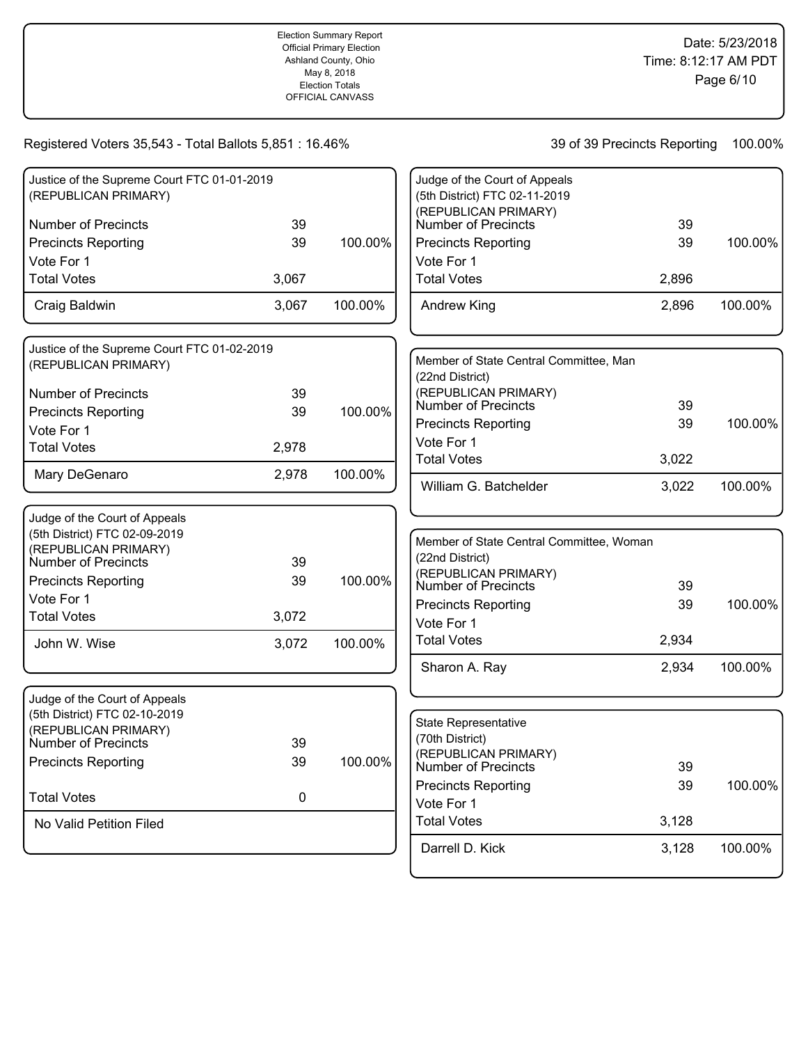Election Summary Report
Official Primary Election
Ashland County, Ohio
May 8, 2018
Election Totals
OFFICIAL CANVASS

Date: 5/23/2018
Time: 8:12:17 AM PDT

Registered Voters 35,543 - Total Ballots 5,851 : 16.46%

39 of 39 Precincts Reporting 100.00%

### Justice of the Supreme Court FTC 01-01-2019 (REPUBLICAN PRIMARY)

| | | |
|---|---|---|
| Number of Precincts | 39 | |
| Precincts Reporting | 39 | 100.00% |
| Vote For 1 | | |
| Total Votes | 3,067 | |
| Craig Baldwin | 3,067 | 100.00% |

### Justice of the Supreme Court FTC 01-02-2019 (REPUBLICAN PRIMARY)

| | | |
|---|---|---|
| Number of Precincts | 39 | |
| Precincts Reporting | 39 | 100.00% |
| Vote For 1 | | |
| Total Votes | 2,978 | |
| Mary DeGenaro | 2,978 | 100.00% |

### Judge of the Court of Appeals (5th District) FTC 02-09-2019 (REPUBLICAN PRIMARY)

| | | |
|---|---|---|
| Number of Precincts | 39 | |
| Precincts Reporting | 39 | 100.00% |
| Vote For 1 | | |
| Total Votes | 3,072 | |
| John W. Wise | 3,072 | 100.00% |

### Judge of the Court of Appeals (5th District) FTC 02-10-2019 (REPUBLICAN PRIMARY)

| | | |
|---|---|---|
| Number of Precincts | 39 | |
| Precincts Reporting | 39 | 100.00% |
| Total Votes | 0 | |
| No Valid Petition Filed | | |

### Judge of the Court of Appeals (5th District) FTC 02-11-2019 (REPUBLICAN PRIMARY)

| | | |
|---|---|---|
| Number of Precincts | 39 | |
| Precincts Reporting | 39 | 100.00% |
| Vote For 1 | | |
| Total Votes | 2,896 | |
| Andrew King | 2,896 | 100.00% |

### Member of State Central Committee, Man (22nd District) (REPUBLICAN PRIMARY)

| | | |
|---|---|---|
| Number of Precincts | 39 | |
| Precincts Reporting | 39 | 100.00% |
| Vote For 1 | | |
| Total Votes | 3,022 | |
| William G. Batchelder | 3,022 | 100.00% |

### Member of State Central Committee, Woman (22nd District) (REPUBLICAN PRIMARY)

| | | |
|---|---|---|
| Number of Precincts | 39 | |
| Precincts Reporting | 39 | 100.00% |
| Vote For 1 | | |
| Total Votes | 2,934 | |
| Sharon A. Ray | 2,934 | 100.00% |

### State Representative (70th District) (REPUBLICAN PRIMARY)

| | | |
|---|---|---|
| Number of Precincts | 39 | |
| Precincts Reporting | 39 | 100.00% |
| Vote For 1 | | |
| Total Votes | 3,128 | |
| Darrell D. Kick | 3,128 | 100.00% |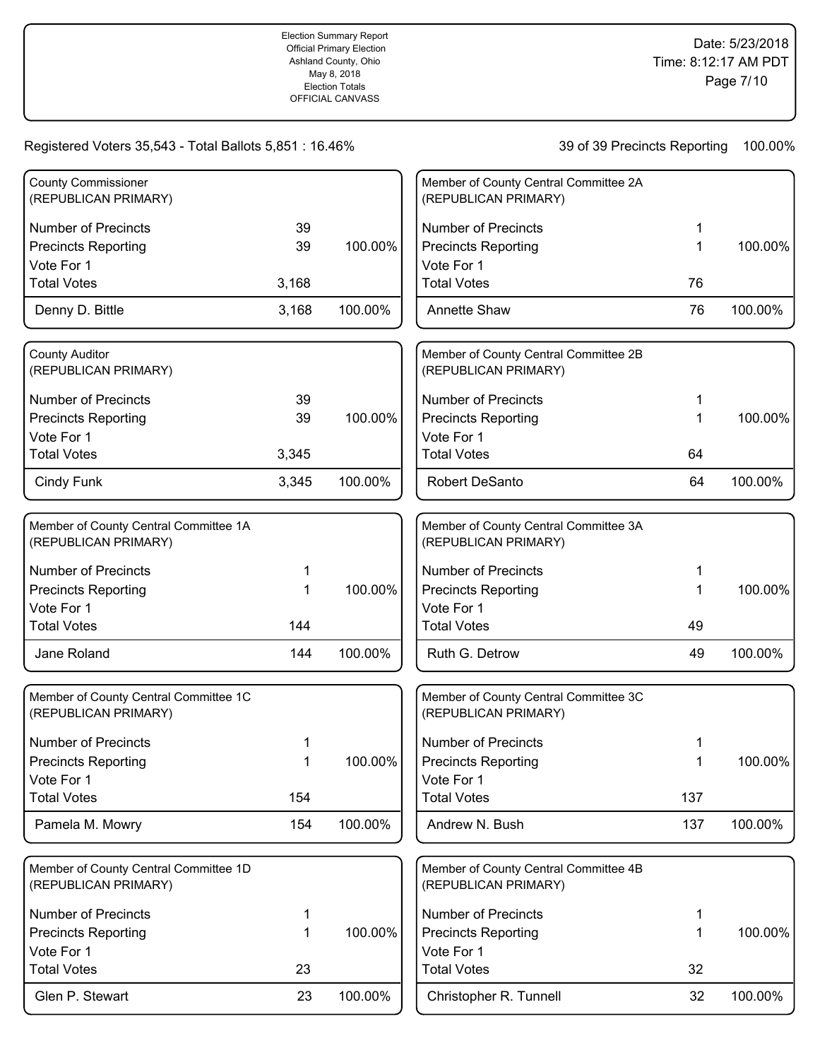Election Summary Report
Official Primary Election
Ashland County, Ohio
May 8, 2018
Election Totals
OFFICIAL CANVASS

Date: 5/23/2018
Time: 8:12:17 AM PDT

Registered Voters 35,543 - Total Ballots 5,851 : 16.46%

39 of 39 Precincts Reporting 100.00%

## County Commissioner (REPUBLICAN PRIMARY)

| | | |
|---|---|---|
| Number of Precincts | 39 | |
| Precincts Reporting | 39 | 100.00% |
| Vote For 1 | | |
| Total Votes | 3,168 | |
| Denny D. Bittle | 3,168 | 100.00% |

## County Auditor (REPUBLICAN PRIMARY)

| | | |
|---|---|---|
| Number of Precincts | 39 | |
| Precincts Reporting | 39 | 100.00% |
| Vote For 1 | | |
| Total Votes | 3,345 | |
| Cindy Funk | 3,345 | 100.00% |

## Member of County Central Committee 1A (REPUBLICAN PRIMARY)

| | | |
|---|---|---|
| Number of Precincts | 1 | |
| Precincts Reporting | 1 | 100.00% |
| Vote For 1 | | |
| Total Votes | 144 | |
| Jane Roland | 144 | 100.00% |

## Member of County Central Committee 1C (REPUBLICAN PRIMARY)

| | | |
|---|---|---|
| Number of Precincts | 1 | |
| Precincts Reporting | 1 | 100.00% |
| Vote For 1 | | |
| Total Votes | 154 | |
| Pamela M. Mowry | 154 | 100.00% |

## Member of County Central Committee 1D (REPUBLICAN PRIMARY)

| | | |
|---|---|---|
| Number of Precincts | 1 | |
| Precincts Reporting | 1 | 100.00% |
| Vote For 1 | | |
| Total Votes | 23 | |
| Glen P. Stewart | 23 | 100.00% |

## Member of County Central Committee 2A (REPUBLICAN PRIMARY)

| | | |
|---|---|---|
| Number of Precincts | 1 | |
| Precincts Reporting | 1 | 100.00% |
| Vote For 1 | | |
| Total Votes | 76 | |
| Annette Shaw | 76 | 100.00% |

## Member of County Central Committee 2B (REPUBLICAN PRIMARY)

| | | |
|---|---|---|
| Number of Precincts | 1 | |
| Precincts Reporting | 1 | 100.00% |
| Vote For 1 | | |
| Total Votes | 64 | |
| Robert DeSanto | 64 | 100.00% |

## Member of County Central Committee 3A (REPUBLICAN PRIMARY)

| | | |
|---|---|---|
| Number of Precincts | 1 | |
| Precincts Reporting | 1 | 100.00% |
| Vote For 1 | | |
| Total Votes | 49 | |
| Ruth G. Detrow | 49 | 100.00% |

## Member of County Central Committee 3C (REPUBLICAN PRIMARY)

| | | |
|---|---|---|
| Number of Precincts | 1 | |
| Precincts Reporting | 1 | 100.00% |
| Vote For 1 | | |
| Total Votes | 137 | |
| Andrew N. Bush | 137 | 100.00% |

## Member of County Central Committee 4B (REPUBLICAN PRIMARY)

| | | |
|---|---|---|
| Number of Precincts | 1 | |
| Precincts Reporting | 1 | 100.00% |
| Vote For 1 | | |
| Total Votes | 32 | |
| Christopher R. Tunnell | 32 | 100.00% |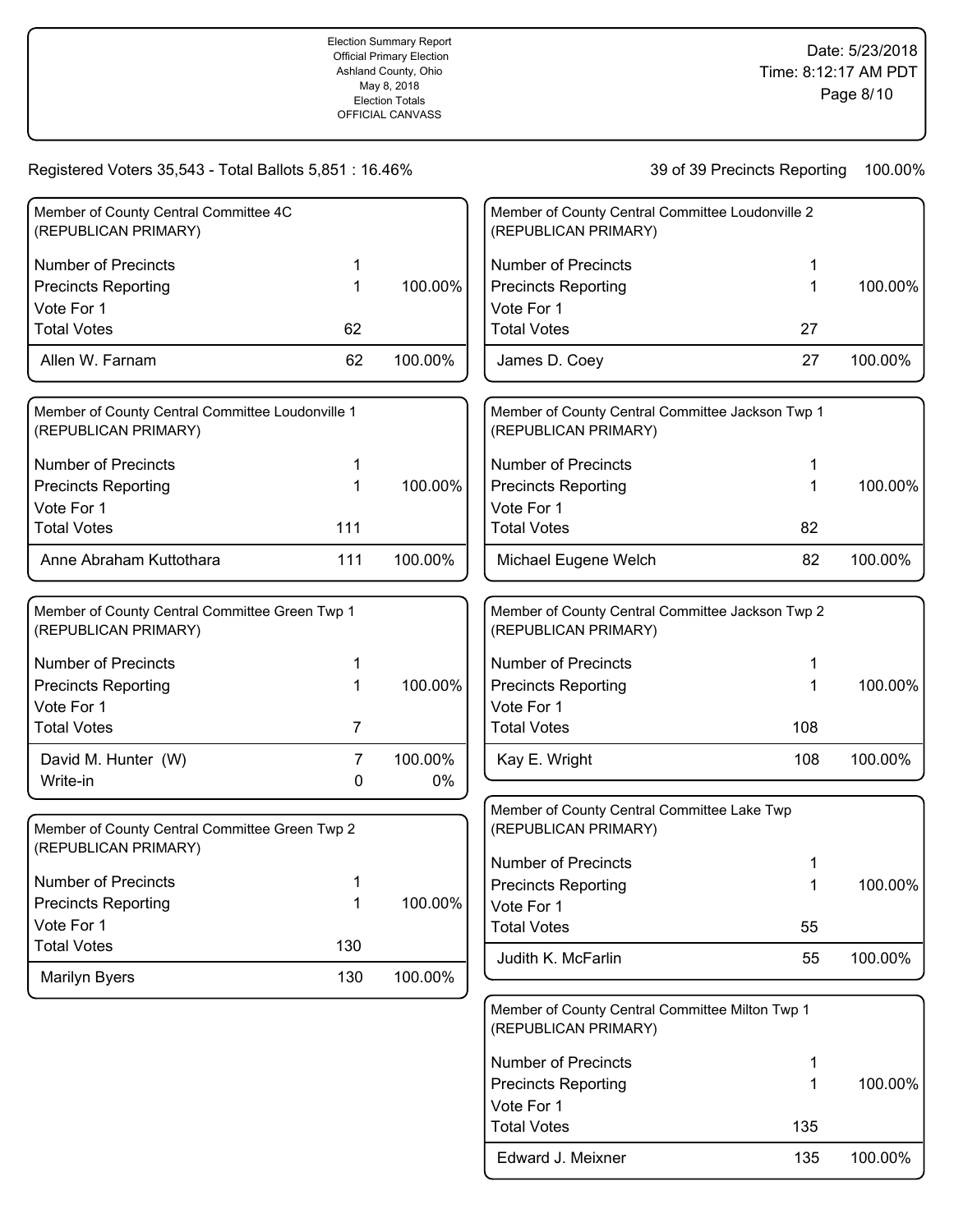Election Summary Report
Official Primary Election
Ashland County, Ohio
May 8, 2018
Election Totals
OFFICIAL CANVASS

Date: 5/23/2018
Time: 8:12:17 AM PDT

Registered Voters 35,543 - Total Ballots 5,851 : 16.46%

39 of 39 Precincts Reporting 100.00%

### Member of County Central Committee 4C (REPUBLICAN PRIMARY)

| | | |
|---|---|---|
| Number of Precincts | 1 | |
| Precincts Reporting | 1 | 100.00% |
| Vote For 1 | | |
| Total Votes | 62 | |
| Allen W. Farnam | 62 | 100.00% |

### Member of County Central Committee Loudonville 1 (REPUBLICAN PRIMARY)

| | | |
|---|---|---|
| Number of Precincts | 1 | |
| Precincts Reporting | 1 | 100.00% |
| Vote For 1 | | |
| Total Votes | 111 | |
| Anne Abraham Kuttothara | 111 | 100.00% |

### Member of County Central Committee Green Twp 1 (REPUBLICAN PRIMARY)

| | | |
|---|---|---|
| Number of Precincts | 1 | |
| Precincts Reporting | 1 | 100.00% |
| Vote For 1 | | |
| Total Votes | 7 | |
| David M. Hunter (W) | 7 | 100.00% |
| Write-in | 0 | 0% |

### Member of County Central Committee Green Twp 2 (REPUBLICAN PRIMARY)

| | | |
|---|---|---|
| Number of Precincts | 1 | |
| Precincts Reporting | 1 | 100.00% |
| Vote For 1 | | |
| Total Votes | 130 | |
| Marilyn Byers | 130 | 100.00% |

### Member of County Central Committee Loudonville 2 (REPUBLICAN PRIMARY)

| | | |
|---|---|---|
| Number of Precincts | 1 | |
| Precincts Reporting | 1 | 100.00% |
| Vote For 1 | | |
| Total Votes | 27 | |
| James D. Coey | 27 | 100.00% |

### Member of County Central Committee Jackson Twp 1 (REPUBLICAN PRIMARY)

| | | |
|---|---|---|
| Number of Precincts | 1 | |
| Precincts Reporting | 1 | 100.00% |
| Vote For 1 | | |
| Total Votes | 82 | |
| Michael Eugene Welch | 82 | 100.00% |

### Member of County Central Committee Jackson Twp 2 (REPUBLICAN PRIMARY)

| | | |
|---|---|---|
| Number of Precincts | 1 | |
| Precincts Reporting | 1 | 100.00% |
| Vote For 1 | | |
| Total Votes | 108 | |
| Kay E. Wright | 108 | 100.00% |

### Member of County Central Committee Lake Twp (REPUBLICAN PRIMARY)

| | | |
|---|---|---|
| Number of Precincts | 1 | |
| Precincts Reporting | 1 | 100.00% |
| Vote For 1 | | |
| Total Votes | 55 | |
| Judith K. McFarlin | 55 | 100.00% |

### Member of County Central Committee Milton Twp 1 (REPUBLICAN PRIMARY)

| | | |
|---|---|---|
| Number of Precincts | 1 | |
| Precincts Reporting | 1 | 100.00% |
| Vote For 1 | | |
| Total Votes | 135 | |
| Edward J. Meixner | 135 | 100.00% |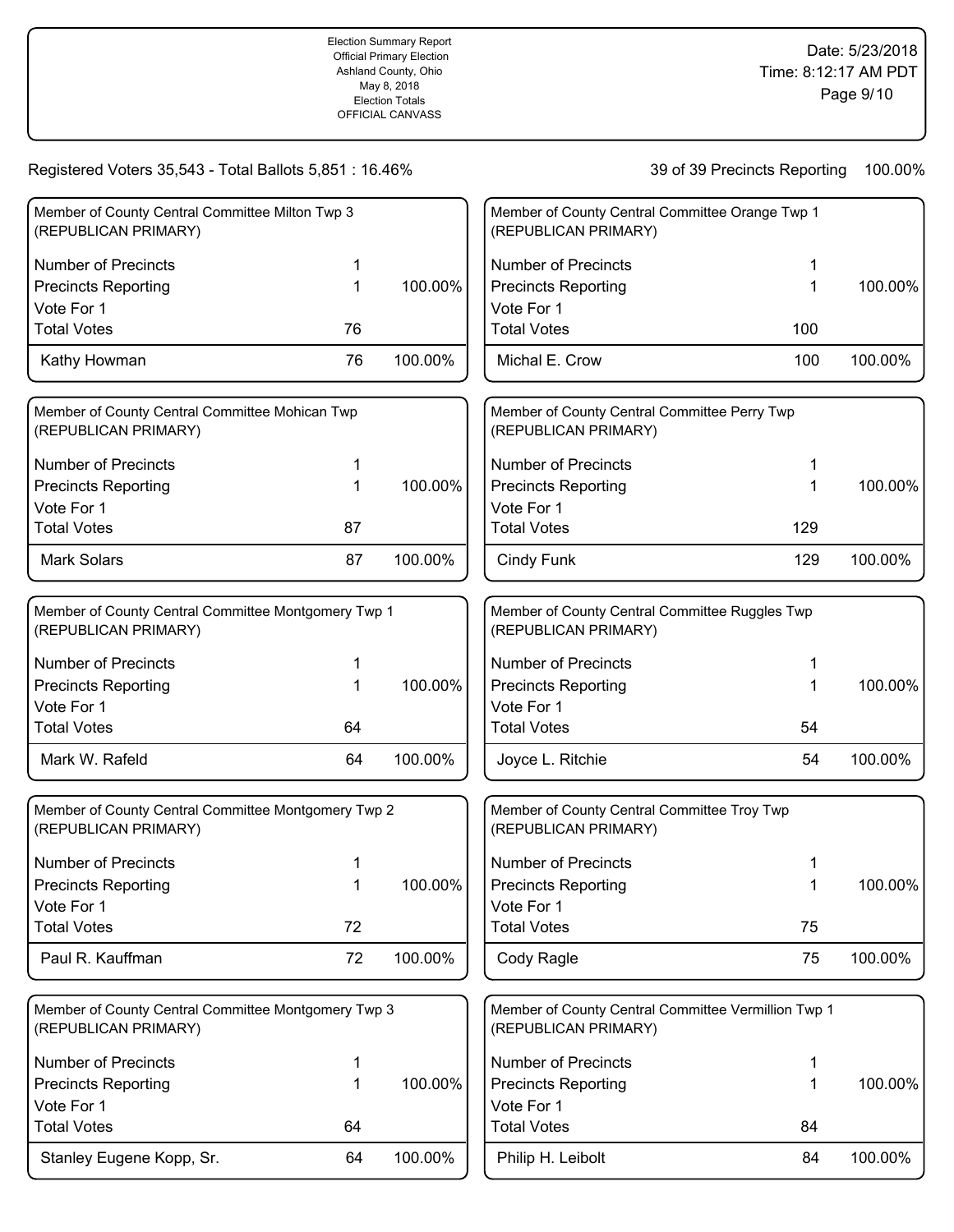Election Summary Report
Official Primary Election
Ashland County, Ohio
May 8, 2018
Election Totals
OFFICIAL CANVASS

Date: 5/23/2018
Time: 8:12:17 AM PDT

Registered Voters 35,543 - Total Ballots 5,851 : 16.46%

39 of 39 Precincts Reporting 100.00%

## Member of County Central Committee Milton Twp 3 (REPUBLICAN PRIMARY)

| | | |
|---|---|---|
| Number of Precincts | 1 | |
| Precincts Reporting | 1 | 100.00% |
| Vote For 1 | | |
| Total Votes | 76 | |
| Kathy Howman | 76 | 100.00% |

## Member of County Central Committee Mohican Twp (REPUBLICAN PRIMARY)

| | | |
|---|---|---|
| Number of Precincts | 1 | |
| Precincts Reporting | 1 | 100.00% |
| Vote For 1 | | |
| Total Votes | 87 | |
| Mark Solars | 87 | 100.00% |

## Member of County Central Committee Montgomery Twp 1 (REPUBLICAN PRIMARY)

| | | |
|---|---|---|
| Number of Precincts | 1 | |
| Precincts Reporting | 1 | 100.00% |
| Vote For 1 | | |
| Total Votes | 64 | |
| Mark W. Rafeld | 64 | 100.00% |

## Member of County Central Committee Montgomery Twp 2 (REPUBLICAN PRIMARY)

| | | |
|---|---|---|
| Number of Precincts | 1 | |
| Precincts Reporting | 1 | 100.00% |
| Vote For 1 | | |
| Total Votes | 72 | |
| Paul R. Kauffman | 72 | 100.00% |

## Member of County Central Committee Montgomery Twp 3 (REPUBLICAN PRIMARY)

| | | |
|---|---|---|
| Number of Precincts | 1 | |
| Precincts Reporting | 1 | 100.00% |
| Vote For 1 | | |
| Total Votes | 64 | |
| Stanley Eugene Kopp, Sr. | 64 | 100.00% |

## Member of County Central Committee Orange Twp 1 (REPUBLICAN PRIMARY)

| | | |
|---|---|---|
| Number of Precincts | 1 | |
| Precincts Reporting | 1 | 100.00% |
| Vote For 1 | | |
| Total Votes | 100 | |
| Michal E. Crow | 100 | 100.00% |

## Member of County Central Committee Perry Twp (REPUBLICAN PRIMARY)

| | | |
|---|---|---|
| Number of Precincts | 1 | |
| Precincts Reporting | 1 | 100.00% |
| Vote For 1 | | |
| Total Votes | 129 | |
| Cindy Funk | 129 | 100.00% |

## Member of County Central Committee Ruggles Twp (REPUBLICAN PRIMARY)

| | | |
|---|---|---|
| Number of Precincts | 1 | |
| Precincts Reporting | 1 | 100.00% |
| Vote For 1 | | |
| Total Votes | 54 | |
| Joyce L. Ritchie | 54 | 100.00% |

## Member of County Central Committee Troy Twp (REPUBLICAN PRIMARY)

| | | |
|---|---|---|
| Number of Precincts | 1 | |
| Precincts Reporting | 1 | 100.00% |
| Vote For 1 | | |
| Total Votes | 75 | |
| Cody Ragle | 75 | 100.00% |

## Member of County Central Committee Vermillion Twp 1 (REPUBLICAN PRIMARY)

| | | |
|---|---|---|
| Number of Precincts | 1 | |
| Precincts Reporting | 1 | 100.00% |
| Vote For 1 | | |
| Total Votes | 84 | |
| Philip H. Leibolt | 84 | 100.00% |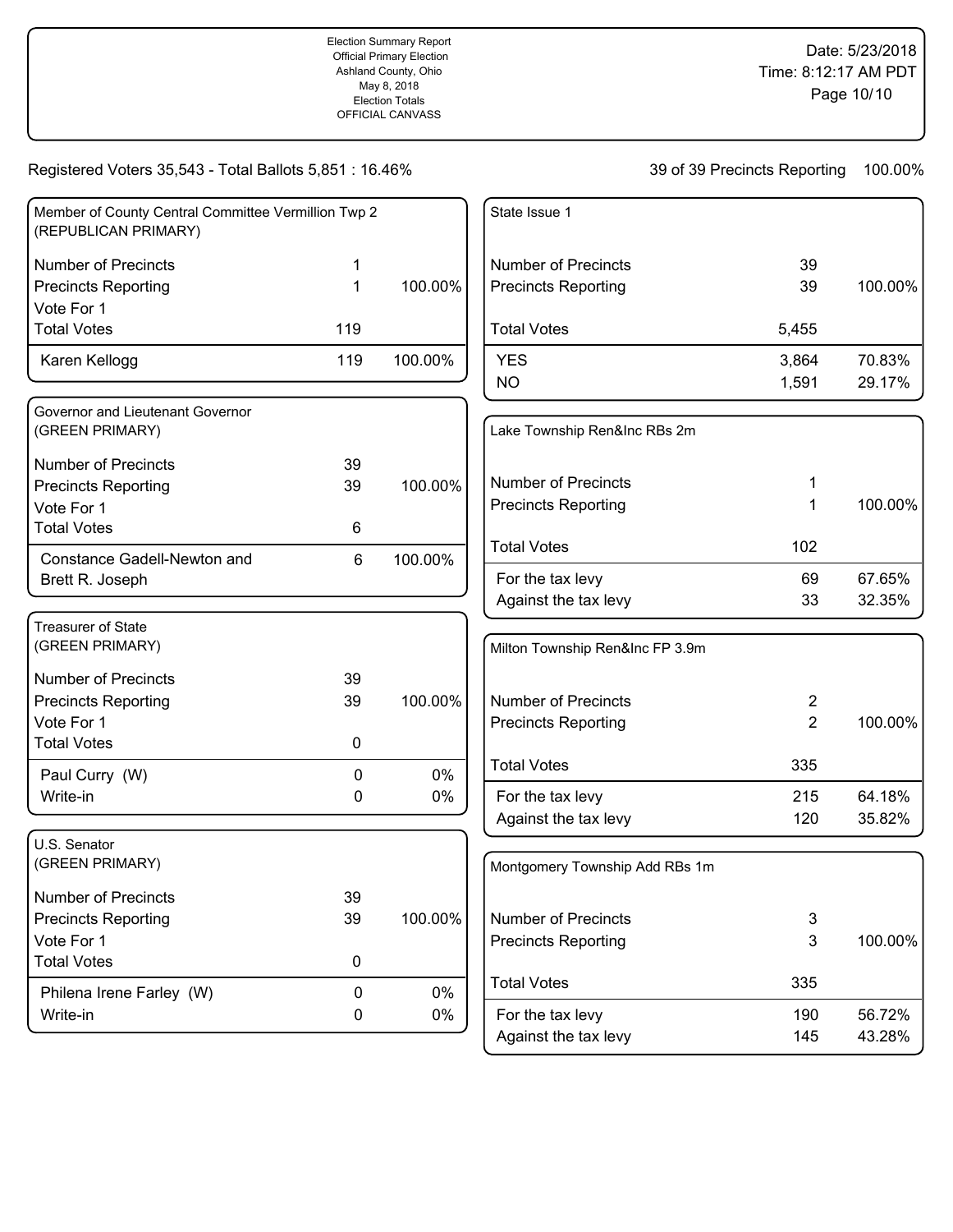Election Summary Report
Official Primary Election
Ashland County, Ohio
May 8, 2018
Election Totals
OFFICIAL CANVASS

Date: 5/23/2018
Time: 8:12:17 AM PDT

Registered Voters 35,543 - Total Ballots 5,851 : 16.46%

39 of 39 Precincts Reporting 100.00%

### Member of County Central Committee Vermillion Twp 2 (REPUBLICAN PRIMARY)

| | | |
|---|---|---|
| Number of Precincts | 1 | |
| Precincts Reporting | 1 | 100.00% |
| Vote For 1 | | |
| Total Votes | 119 | |
| Karen Kellogg | 119 | 100.00% |

### Governor and Lieutenant Governor (GREEN PRIMARY)

| | | |
|---|---|---|
| Number of Precincts | 39 | |
| Precincts Reporting | 39 | 100.00% |
| Vote For 1 | | |
| Total Votes | 6 | |
| Constance Gadell-Newton and Brett R. Joseph | 6 | 100.00% |

### Treasurer of State (GREEN PRIMARY)

| | | |
|---|---|---|
| Number of Precincts | 39 | |
| Precincts Reporting | 39 | 100.00% |
| Vote For 1 | | |
| Total Votes | 0 | |
| Paul Curry (W) | 0 | 0% |
| Write-in | 0 | 0% |

### U.S. Senator (GREEN PRIMARY)

| | | |
|---|---|---|
| Number of Precincts | 39 | |
| Precincts Reporting | 39 | 100.00% |
| Vote For 1 | | |
| Total Votes | 0 | |
| Philena Irene Farley (W) | 0 | 0% |
| Write-in | 0 | 0% |

### State Issue 1

| | | |
|---|---|---|
| Number of Precincts | 39 | |
| Precincts Reporting | 39 | 100.00% |
| Total Votes | 5,455 | |
| YES | 3,864 | 70.83% |
| NO | 1,591 | 29.17% |

### Lake Township Ren&Inc RBs 2m

| | | |
|---|---|---|
| Number of Precincts | 1 | |
| Precincts Reporting | 1 | 100.00% |
| Total Votes | 102 | |
| For the tax levy | 69 | 67.65% |
| Against the tax levy | 33 | 32.35% |

### Milton Township Ren&Inc FP 3.9m

| | | |
|---|---|---|
| Number of Precincts | 2 | |
| Precincts Reporting | 2 | 100.00% |
| Total Votes | 335 | |
| For the tax levy | 215 | 64.18% |
| Against the tax levy | 120 | 35.82% |

### Montgomery Township Add RBs 1m

| | | |
|---|---|---|
| Number of Precincts | 3 | |
| Precincts Reporting | 3 | 100.00% |
| Total Votes | 335 | |
| For the tax levy | 190 | 56.72% |
| Against the tax levy | 145 | 43.28% |